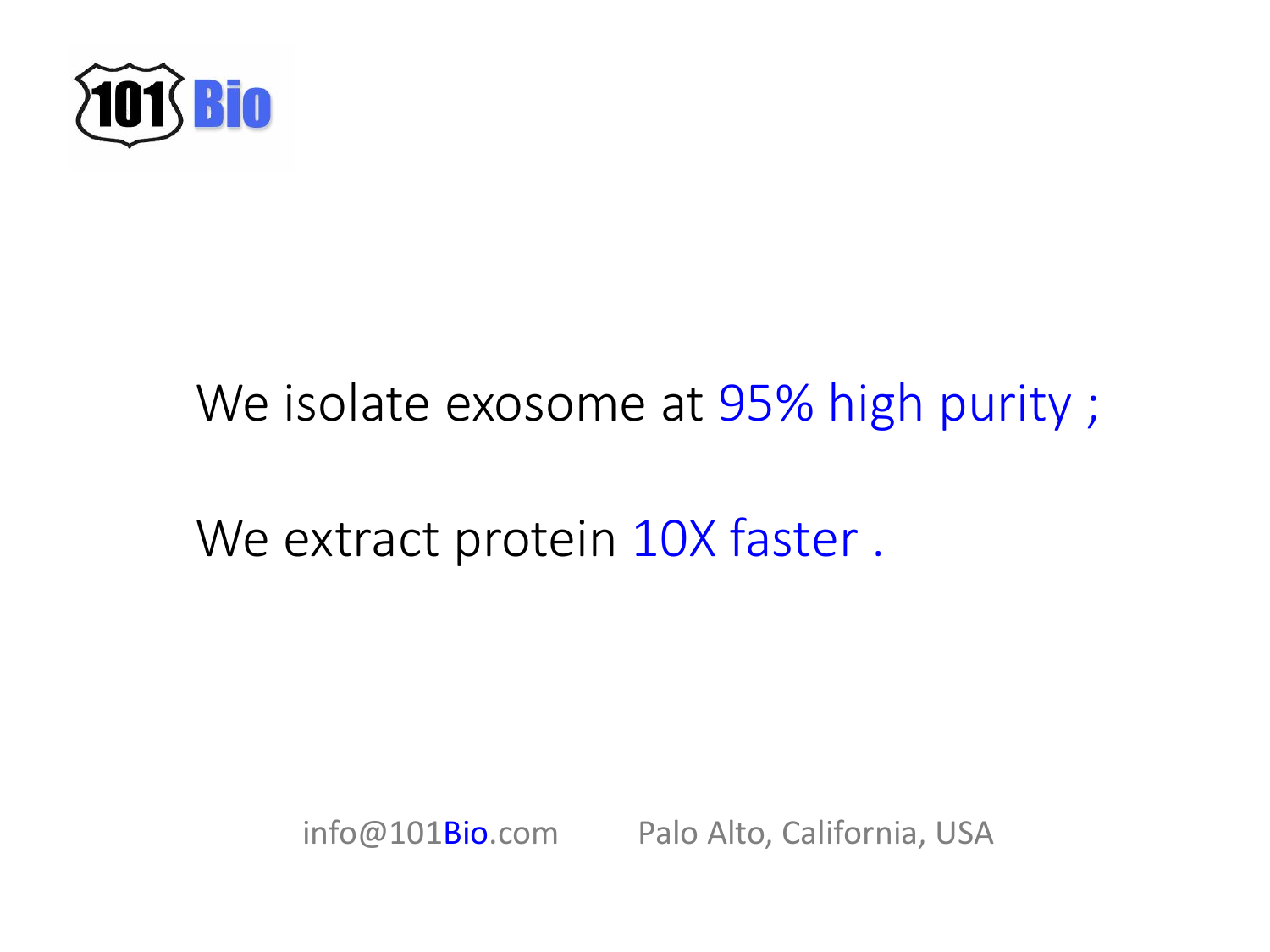101 Bio

We isolate exosome at 95% high purity ;

We extract protein 10X faster .

info@101Bio.com Palo Alto, California, USA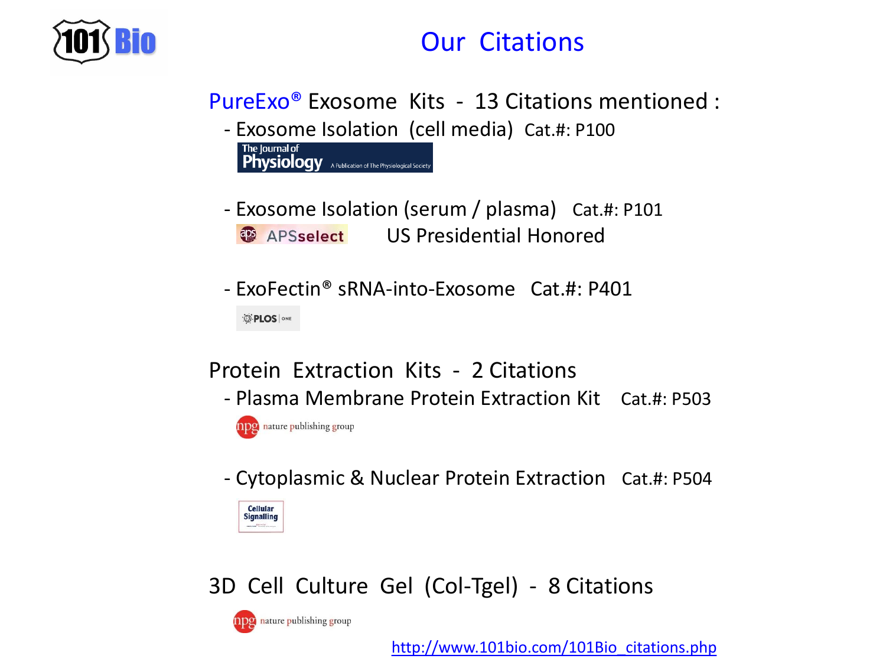# Our Citations

## PureExo® Exosome Kits - 13 Citations mentioned :

- Exosome Isolation (cell media) Cat.#: P100

The Journal of Physiology — A Publication of The Physiological Society

- Exosome Isolation (serum / plasma) Cat.#: P101

APSselect US Presidential Honored

- ExoFectin® sRNA-into-Exosome Cat.#: P401

PLOS ONE

## Protein Extraction Kits - 2 Citations

- Plasma Membrane Protein Extraction Kit Cat.#: P503

npg nature publishing group

- Cytoplasmic & Nuclear Protein Extraction Cat.#: P504

Cellular Signalling

## 3D Cell Culture Gel (Col-Tgel) - 8 Citations

npg nature publishing group

http://www.101bio.com/101Bio_citations.php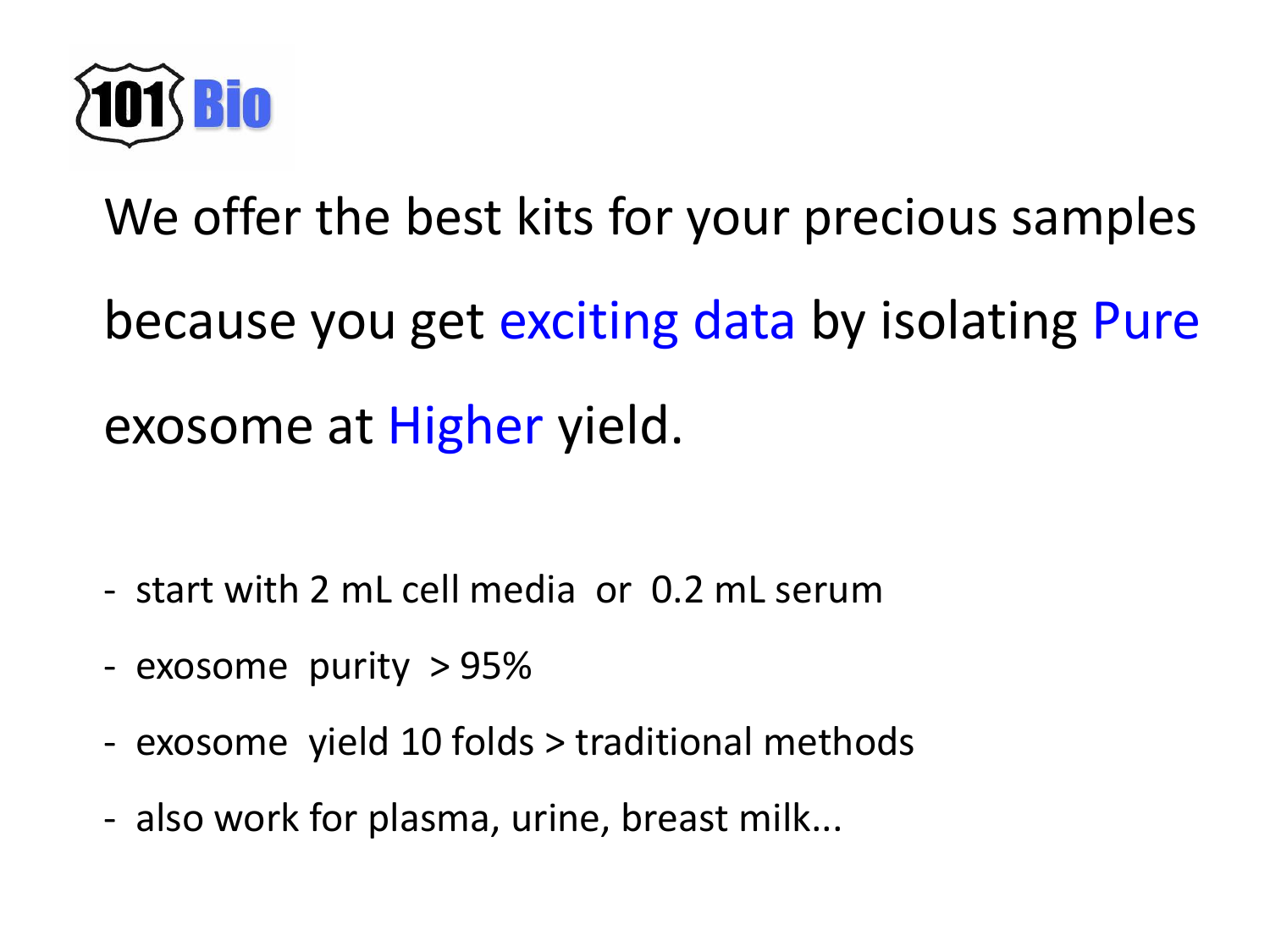101 Bio

We offer the best kits for your precious samples because you get exciting data by isolating Pure exosome at Higher yield.

- start with 2 mL cell media or 0.2 mL serum
- exosome purity > 95%
- exosome yield 10 folds > traditional methods
- also work for plasma, urine, breast milk...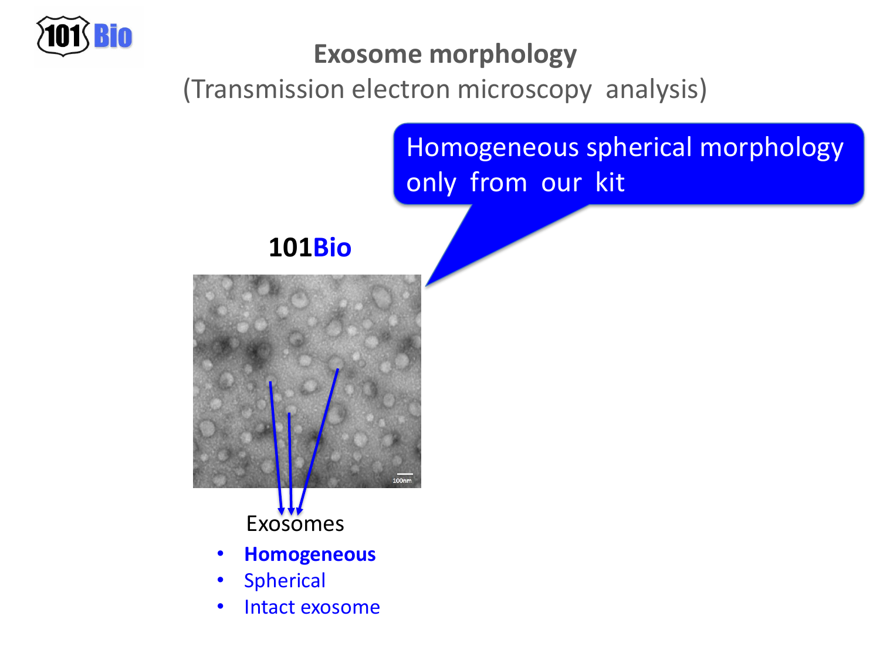# Exosome morphology

(Transmission electron microscopy analysis)

Homogeneous spherical morphology only from our kit

**101Bio**

Exosomes

- **Homogeneous**
- Spherical
- Intact exosome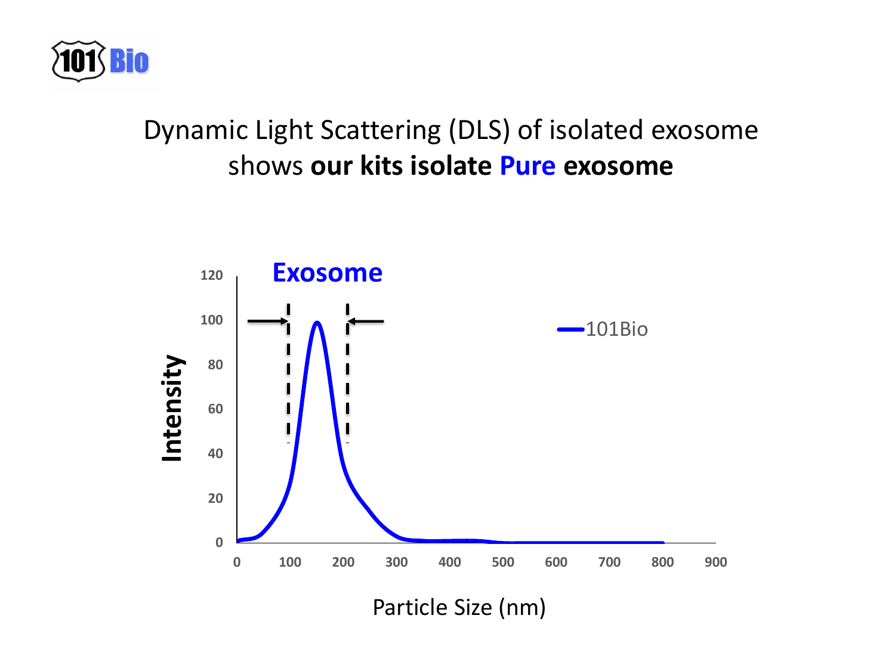# Dynamic Light Scattering (DLS) of isolated exosome shows **our kits isolate Pure exosome**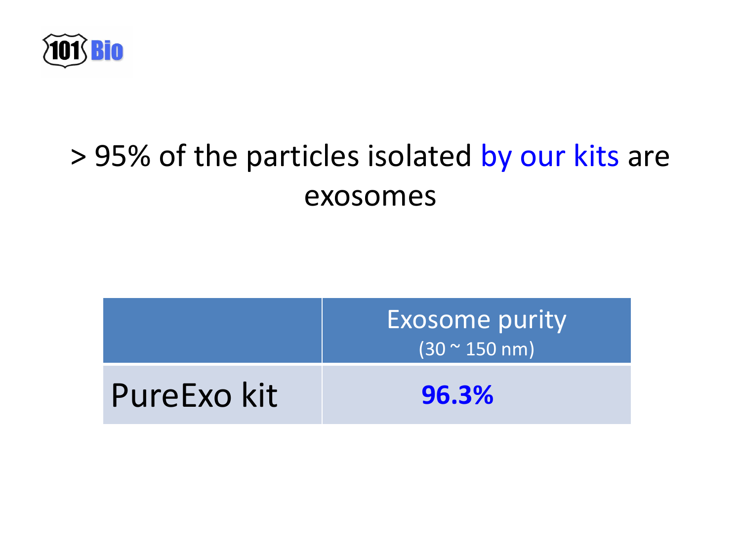# > 95% of the particles isolated by our kits are exosomes

| | Exosome purity (30 ~ 150 nm) |
|---|---|
| PureExo kit | **96.3%** |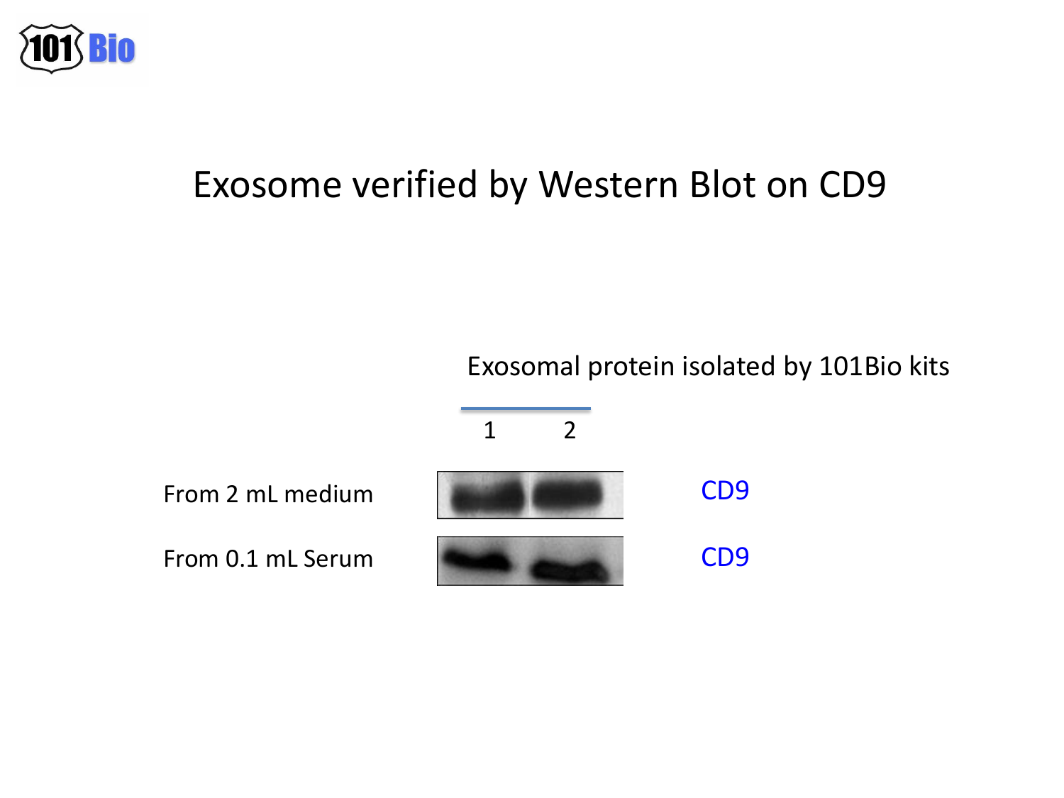# Exosome verified by Western Blot on CD9

Exosomal protein isolated by 101Bio kits

| | 1 | 2 | |
|---|---|---|---|
| From 2 mL medium | | | CD9 |
| From 0.1 mL Serum | | | CD9 |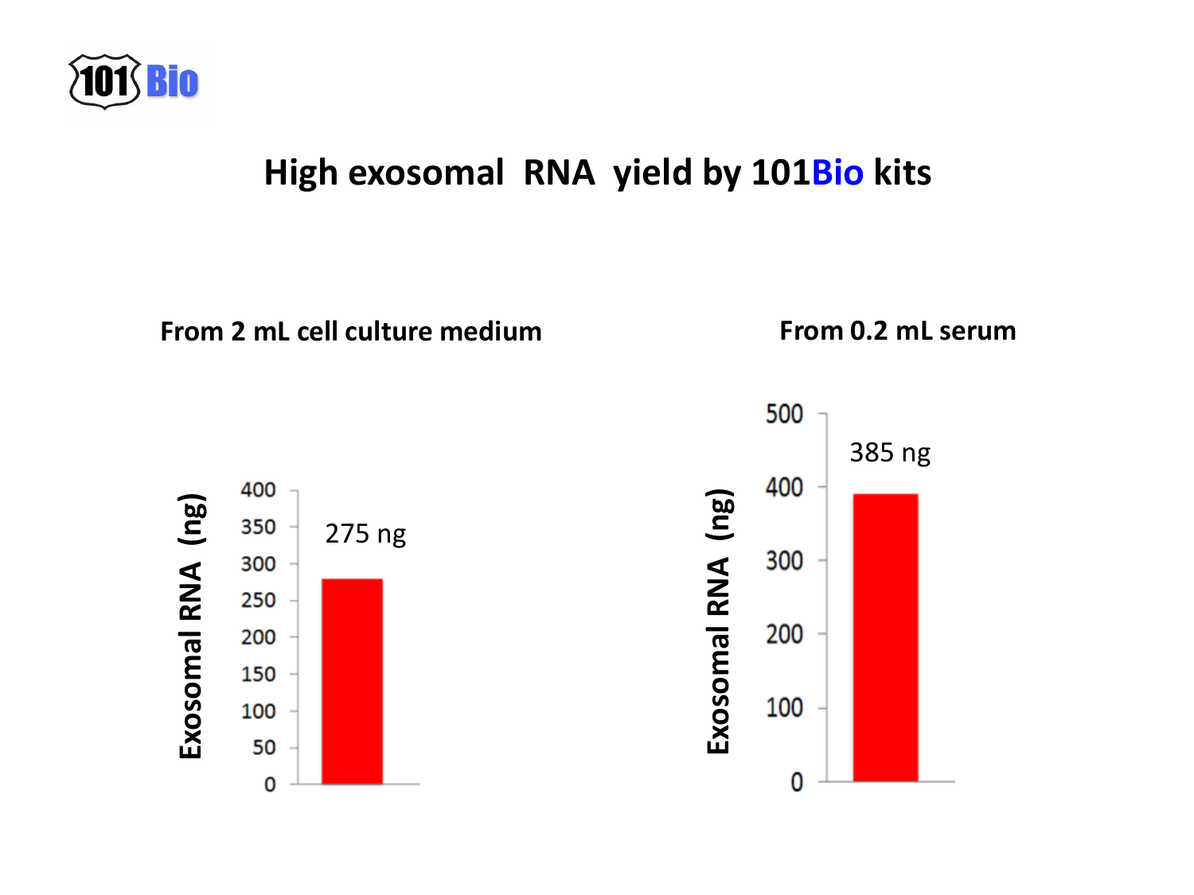# High exosomal RNA yield by 101Bio kits

From 2 mL cell culture medium

Exosomal RNA (ng)

400
350
300
250
200
150
100
50
0

275 ng

From 0.2 mL serum

Exosomal RNA (ng)

500
400
300
200
100
0

385 ng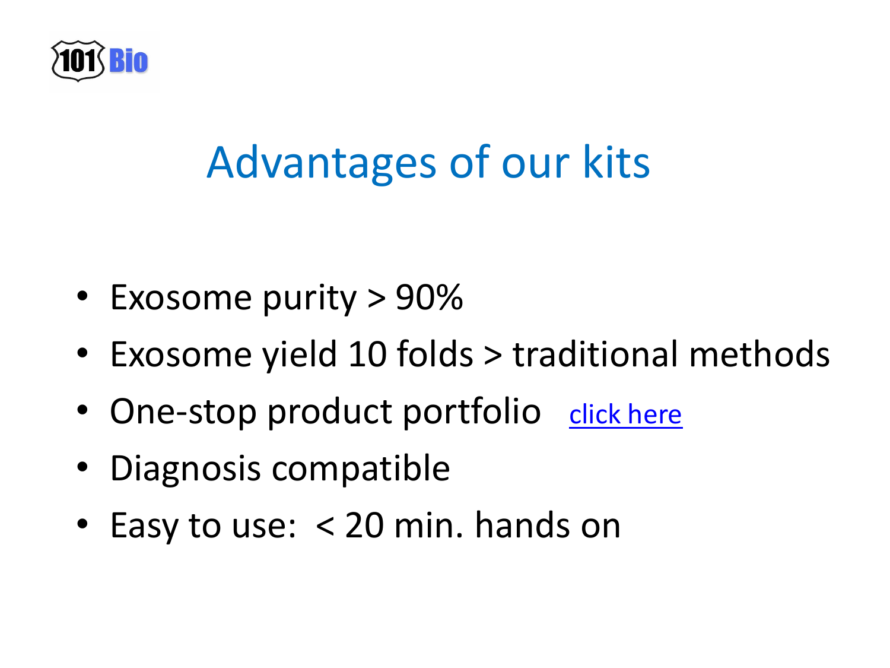101 Bio

# Advantages of our kits

- Exosome purity > 90%
- Exosome yield 10 folds > traditional methods
- One-stop product portfolio click here
- Diagnosis compatible
- Easy to use: < 20 min. hands on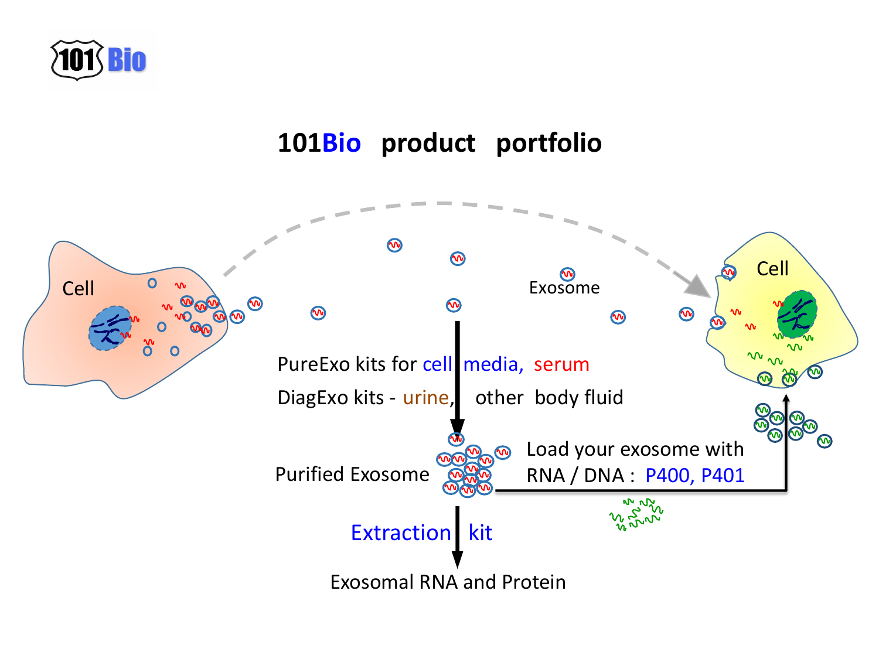# 101Bio product portfolio

Cell

Exosome

Cell

PureExo kits for cell media, serum

DiagExo kits - urine, other body fluid

Purified Exosome

Load your exosome with RNA / DNA : P400, P401

Extraction kit

Exosomal RNA and Protein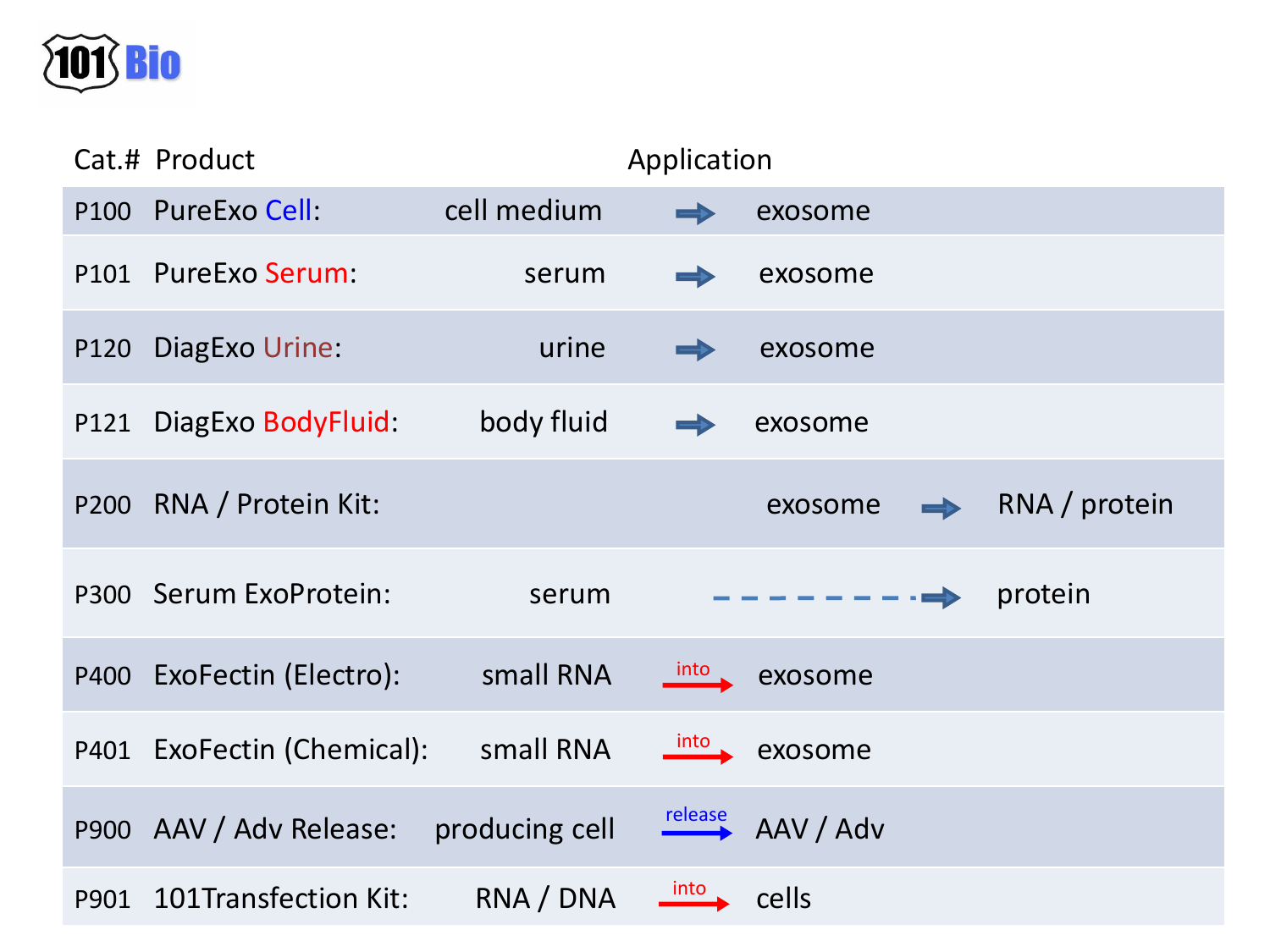101 Bio

| Cat.# | Product | Application | | | | |
|---|---|---|---|---|---|---|
| P100 | PureExo Cell: | cell medium | → | exosome | | |
| P101 | PureExo Serum: | serum | → | exosome | | |
| P120 | DiagExo Urine: | urine | → | exosome | | |
| P121 | DiagExo BodyFluid: | body fluid | → | exosome | | |
| P200 | RNA / Protein Kit: | | | exosome | → | RNA / protein |
| P300 | Serum ExoProtein: | serum | - - - - - - - - - - | - - - - - - | → | protein |
| P400 | ExoFectin (Electro): | small RNA | into → | exosome | | |
| P401 | ExoFectin (Chemical): | small RNA | into → | exosome | | |
| P900 | AAV / Adv Release: | producing cell | release → | AAV / Adv | | |
| P901 | 101Transfection Kit: | RNA / DNA | into → | cells | | |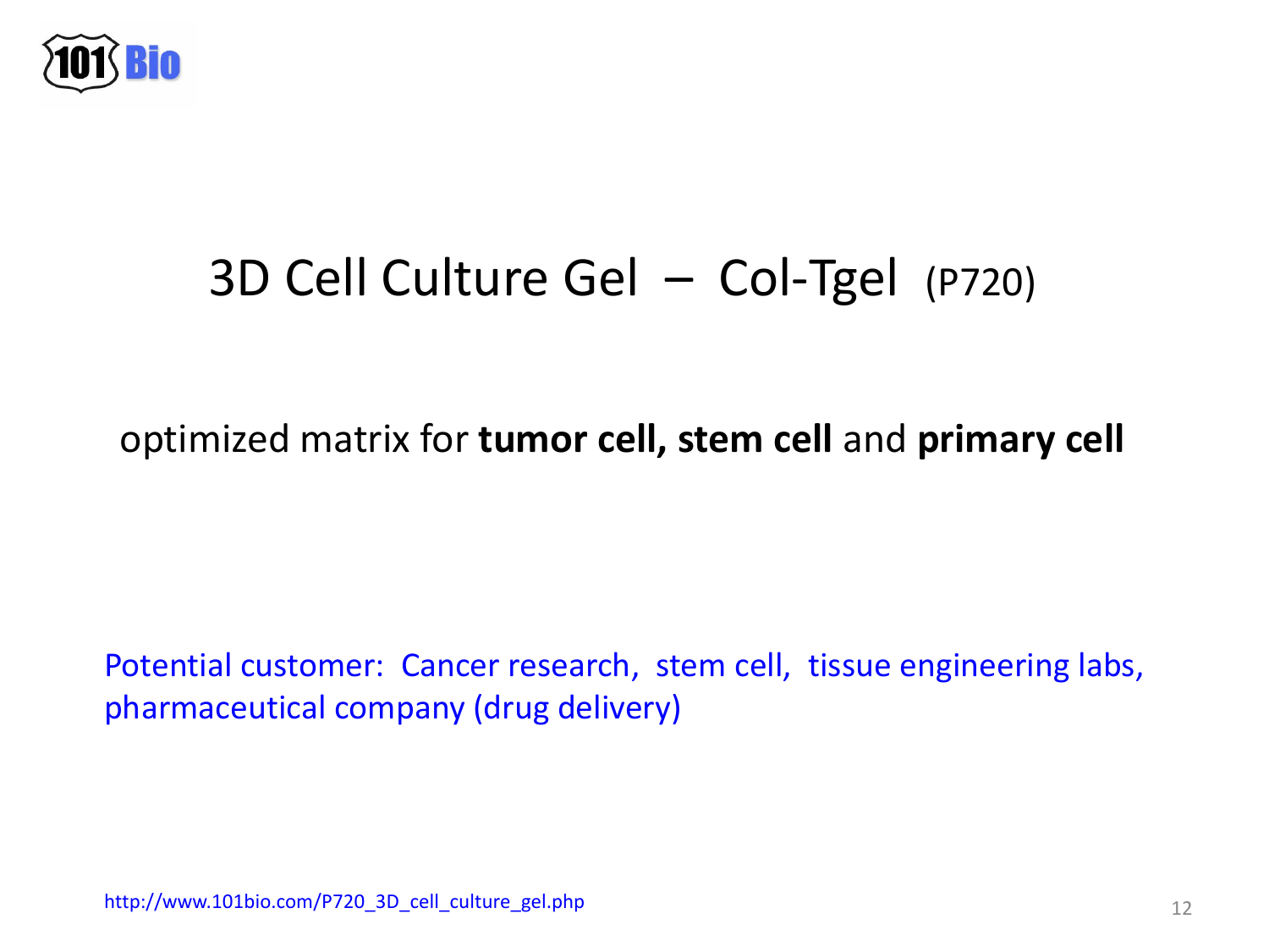# 3D Cell Culture Gel – Col-Tgel (P720)

optimized matrix for **tumor cell, stem cell** and **primary cell**

Potential customer: Cancer research, stem cell, tissue engineering labs, pharmaceutical company (drug delivery)

http://www.101bio.com/P720_3D_cell_culture_gel.php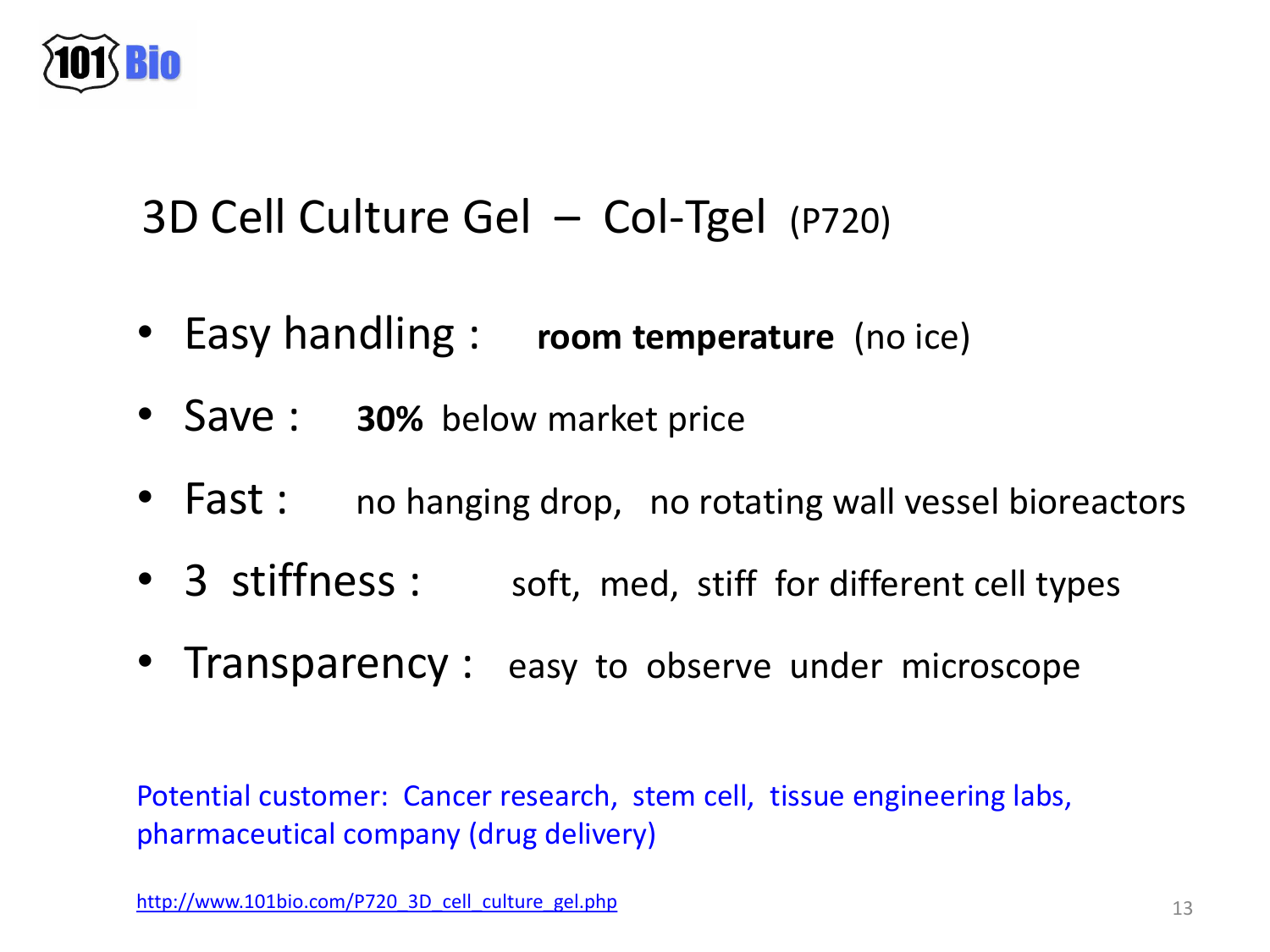101 Bio

# 3D Cell Culture Gel – Col-Tgel (P720)

- Easy handling : **room temperature** (no ice)
- Save : **30%** below market price
- Fast : no hanging drop, no rotating wall vessel bioreactors
- 3 stiffness : soft, med, stiff for different cell types
- Transparency : easy to observe under microscope

Potential customer: Cancer research, stem cell, tissue engineering labs, pharmaceutical company (drug delivery)

http://www.101bio.com/P720_3D_cell_culture_gel.php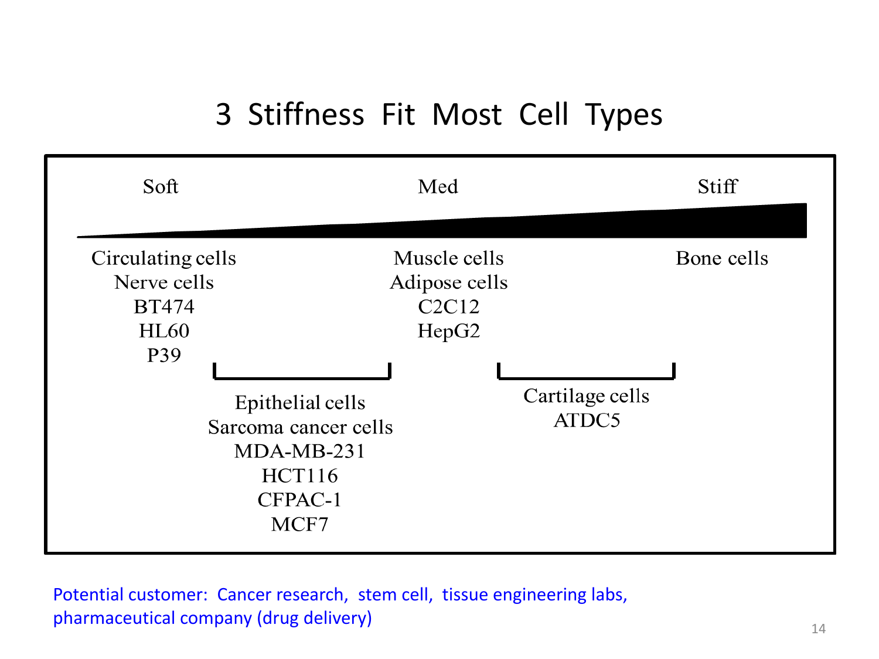# 3 Stiffness Fit Most Cell Types

| Soft | | Med | | Stiff |
|---|---|---|---|---|
| Circulating cells<br>Nerve cells<br>BT474<br>HL60<br>P39 | | Muscle cells<br>Adipose cells<br>C2C12<br>HepG2 | | Bone cells |

**Between Soft and Med:**

Epithelial cells
Sarcoma cancer cells
MDA-MB-231
HCT116
CFPAC-1
MCF7

**Between Med and Stiff:**

Cartilage cells
ATDC5

Potential customer: Cancer research, stem cell, tissue engineering labs, pharmaceutical company (drug delivery)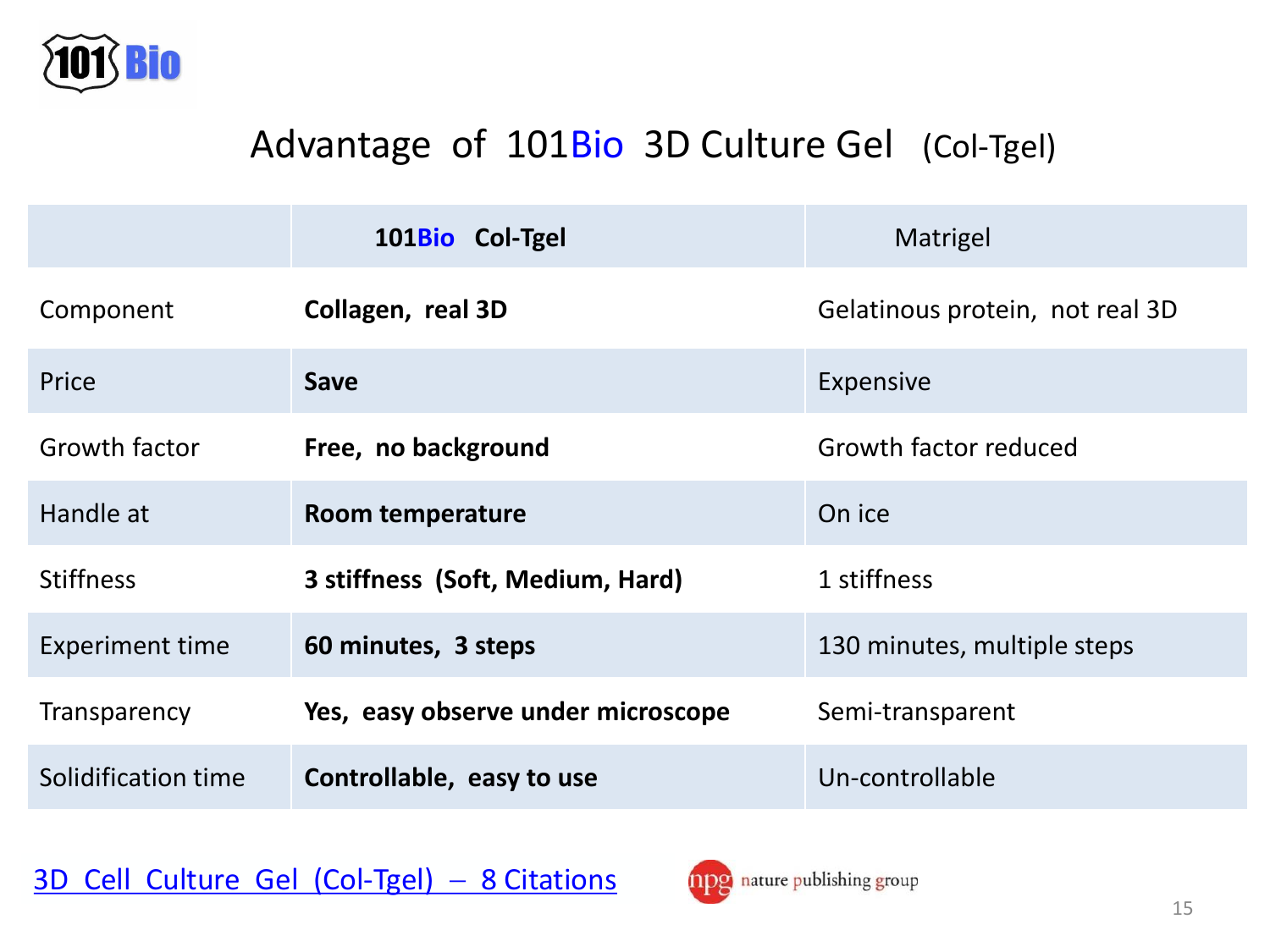101Bio

# Advantage of 101Bio 3D Culture Gel (Col-Tgel)

| | **101Bio Col-Tgel** | Matrigel |
|---|---|---|
| Component | **Collagen, real 3D** | Gelatinous protein, not real 3D |
| Price | **Save** | Expensive |
| Growth factor | **Free, no background** | Growth factor reduced |
| Handle at | **Room temperature** | On ice |
| Stiffness | **3 stiffness (Soft, Medium, Hard)** | 1 stiffness |
| Experiment time | **60 minutes, 3 steps** | 130 minutes, multiple steps |
| Transparency | **Yes, easy observe under microscope** | Semi-transparent |
| Solidification time | **Controllable, easy to use** | Un-controllable |

3D Cell Culture Gel (Col-Tgel) – 8 Citations

npg nature publishing group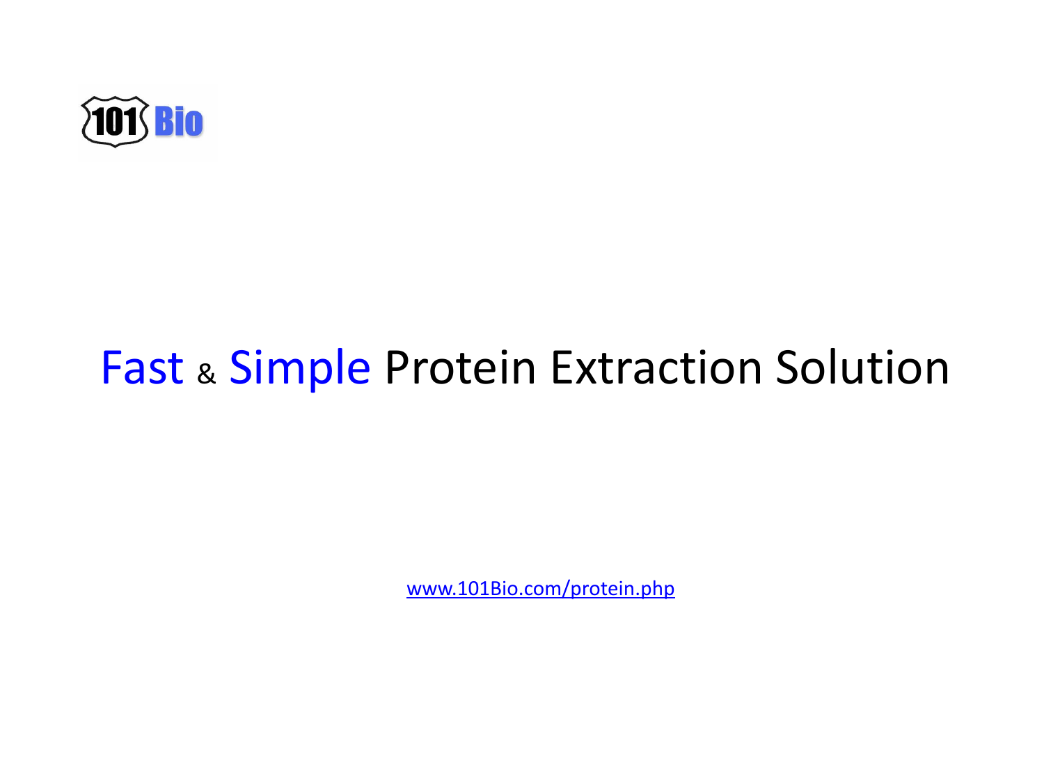101 Bio

# Fast & Simple Protein Extraction Solution

www.101Bio.com/protein.php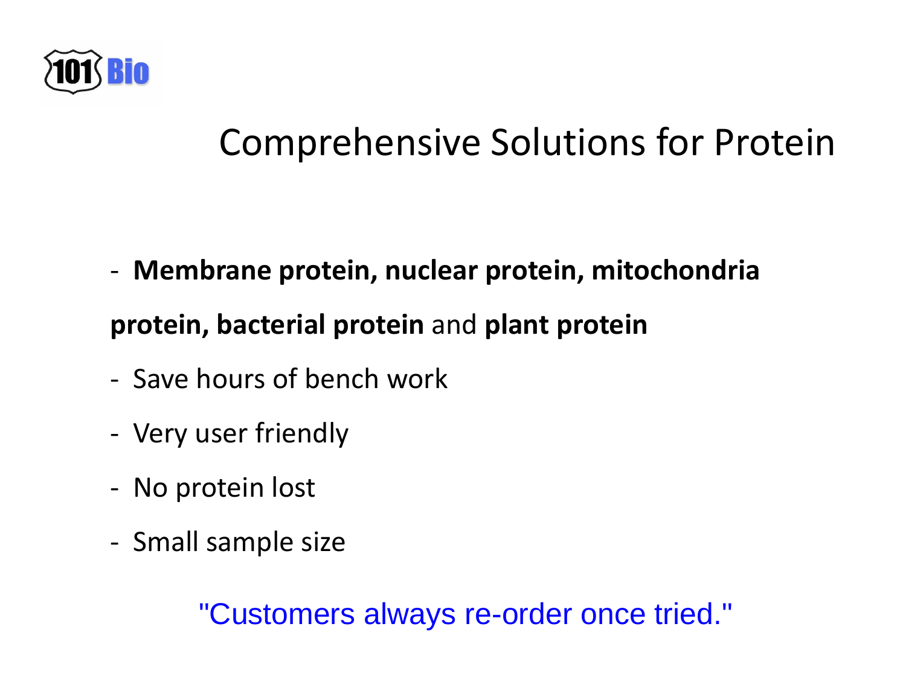101 Bio

# Comprehensive Solutions for Protein

- **Membrane protein, nuclear protein, mitochondria protein, bacterial protein** and **plant protein**
- Save hours of bench work
- Very user friendly
- No protein lost
- Small sample size

"Customers always re-order once tried."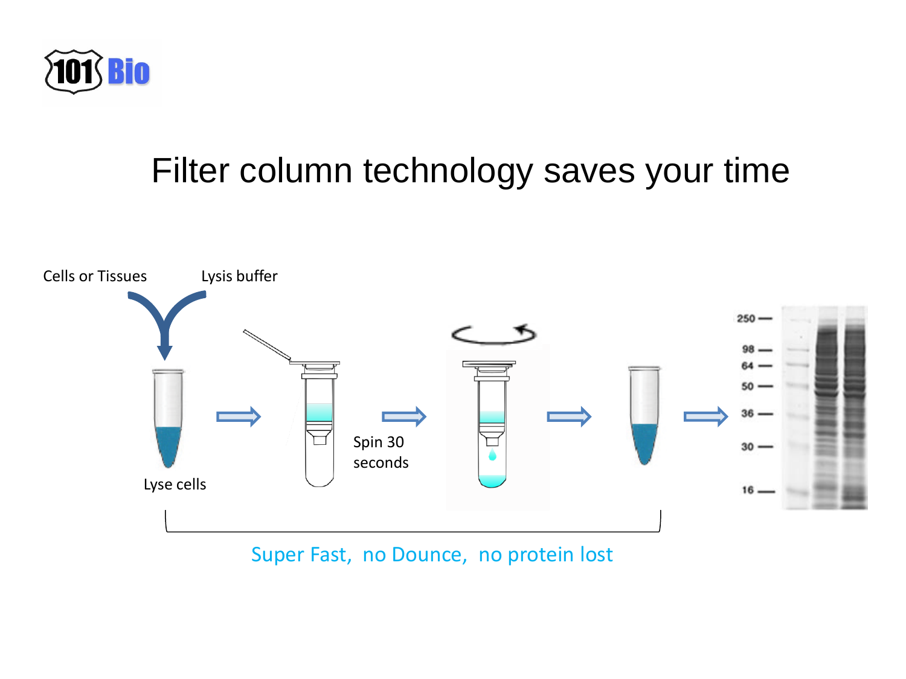# Filter column technology saves your time

Cells or Tissues

Lysis buffer

Lyse cells

Spin 30 seconds

250
98
64
50
36
30
16

Super Fast, no Dounce, no protein lost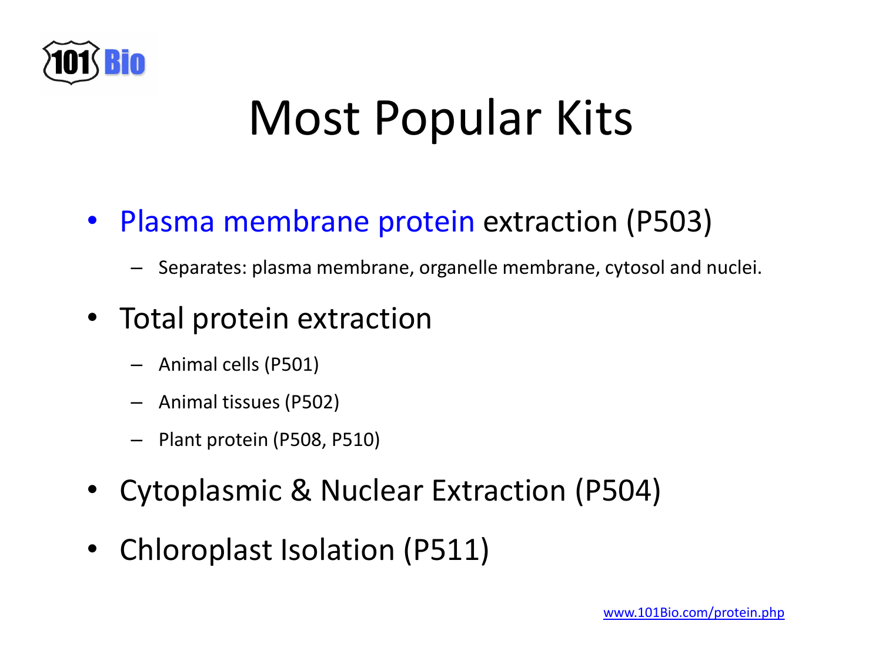# Most Popular Kits

- Plasma membrane protein extraction (P503)
  - Separates: plasma membrane, organelle membrane, cytosol and nuclei.
- Total protein extraction
  - Animal cells (P501)
  - Animal tissues (P502)
  - Plant protein (P508, P510)
- Cytoplasmic & Nuclear Extraction (P504)
- Chloroplast Isolation (P511)

www.101Bio.com/protein.php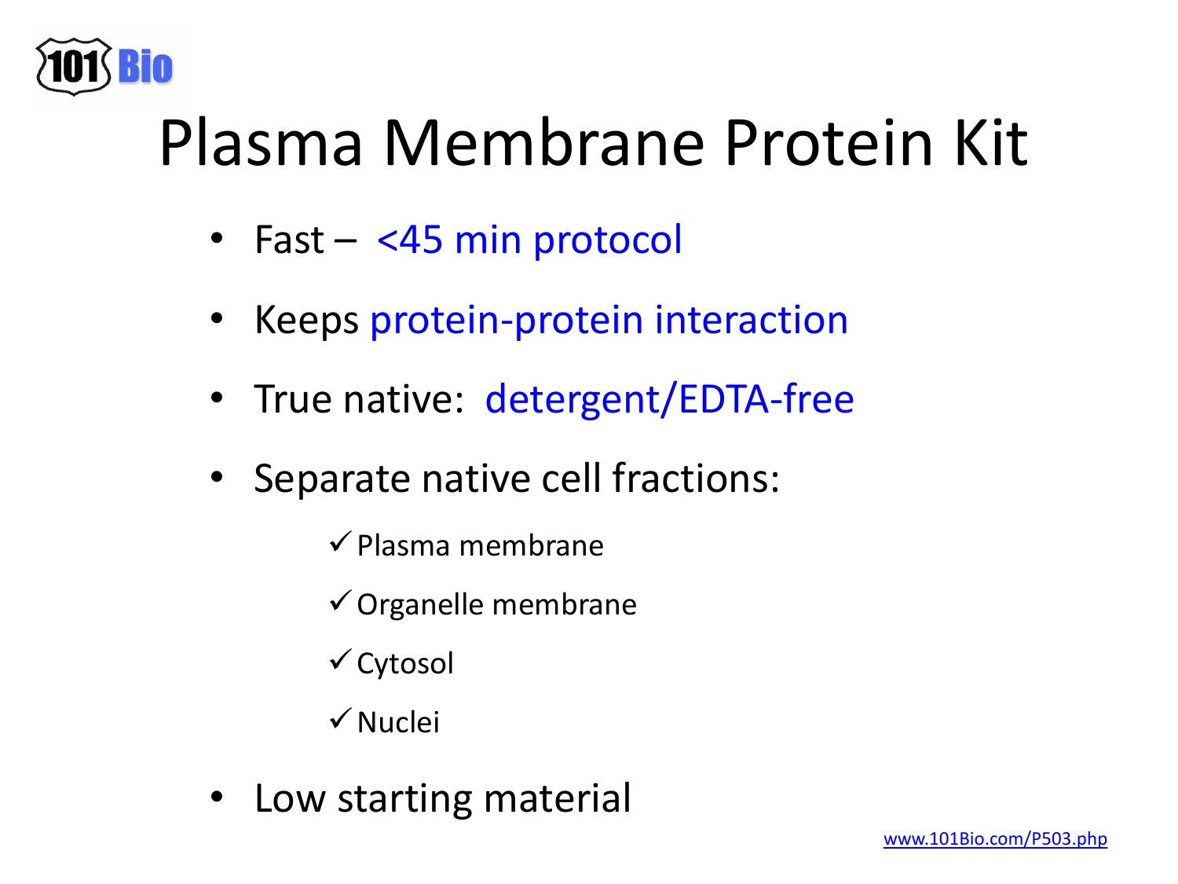101 Bio

# Plasma Membrane Protein Kit

- Fast – <45 min protocol
- Keeps protein-protein interaction
- True native: detergent/EDTA-free
- Separate native cell fractions:
  - ✓ Plasma membrane
  - ✓ Organelle membrane
  - ✓ Cytosol
  - ✓ Nuclei
- Low starting material

www.101Bio.com/P503.php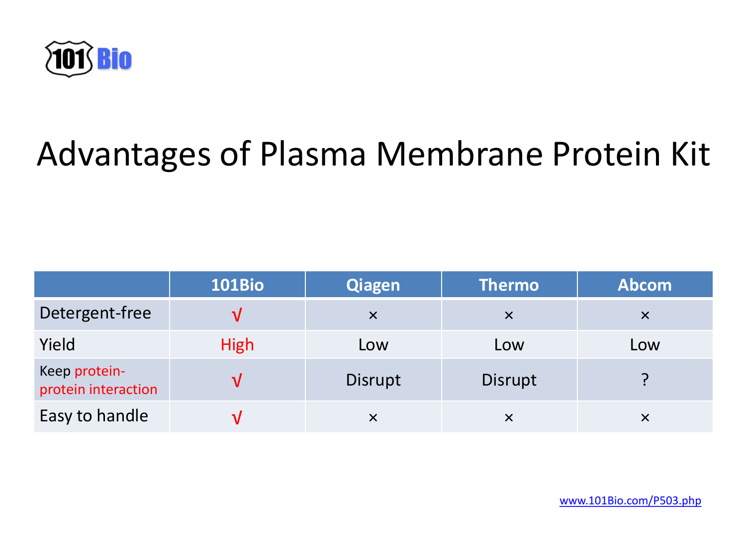# Advantages of Plasma Membrane Protein Kit

| | 101Bio | Qiagen | Thermo | Abcom |
|---|---|---|---|---|
| Detergent-free | √ | × | × | × |
| Yield | High | Low | Low | Low |
| Keep protein-protein interaction | √ | Disrupt | Disrupt | ? |
| Easy to handle | √ | × | × | × |

www.101Bio.com/P503.php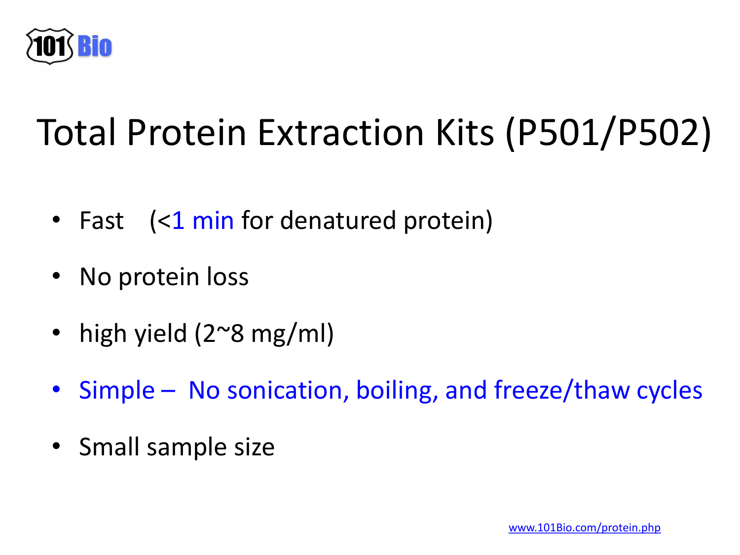101 Bio

# Total Protein Extraction Kits (P501/P502)

- Fast (<1 min for denatured protein)
- No protein loss
- high yield (2~8 mg/ml)
- Simple – No sonication, boiling, and freeze/thaw cycles
- Small sample size

www.101Bio.com/protein.php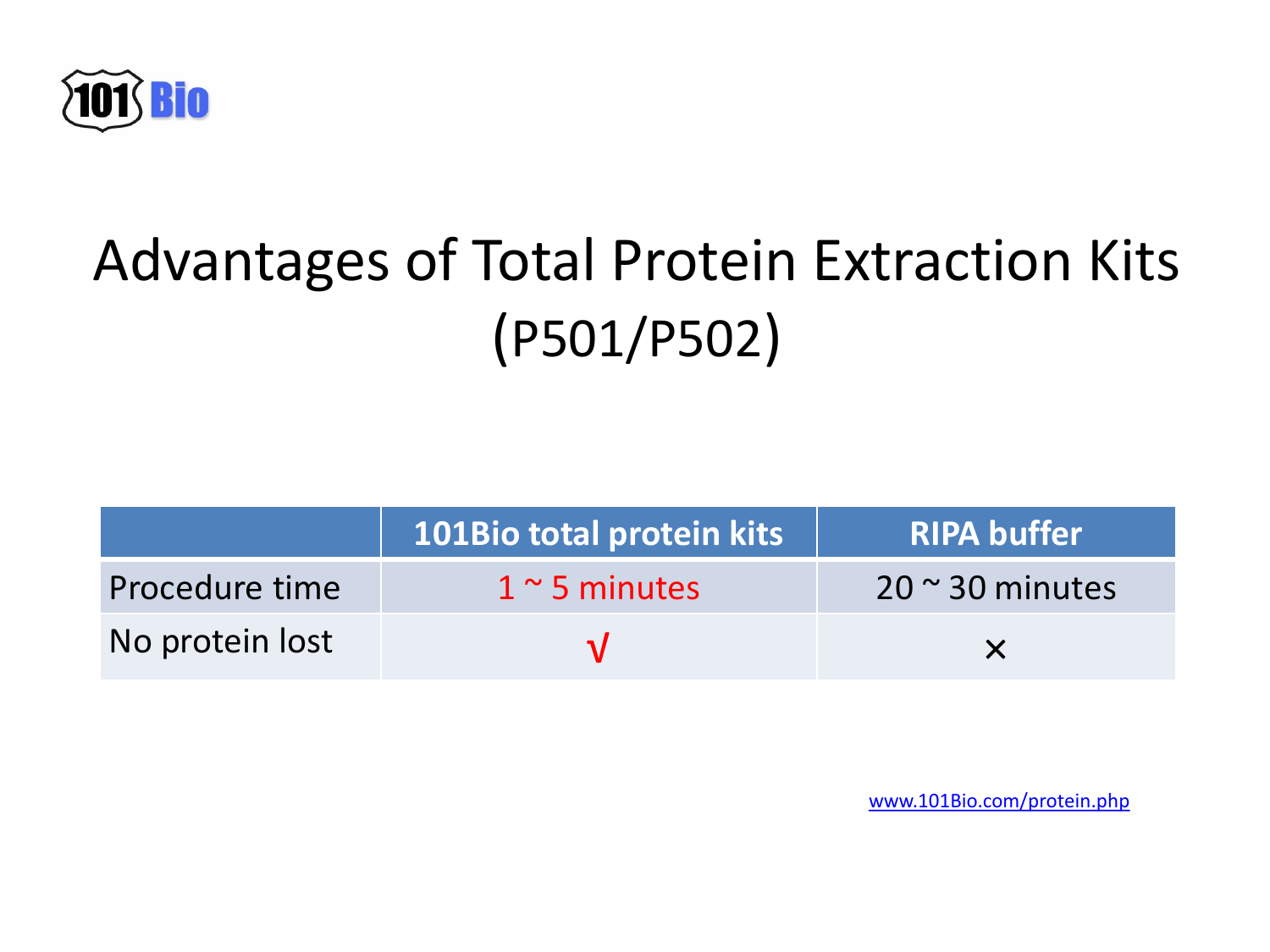# Advantages of Total Protein Extraction Kits (P501/P502)

| | 101Bio total protein kits | RIPA buffer |
|---|---|---|
| Procedure time | 1 ~ 5 minutes | 20 ~ 30 minutes |
| No protein lost | √ | × |

www.101Bio.com/protein.php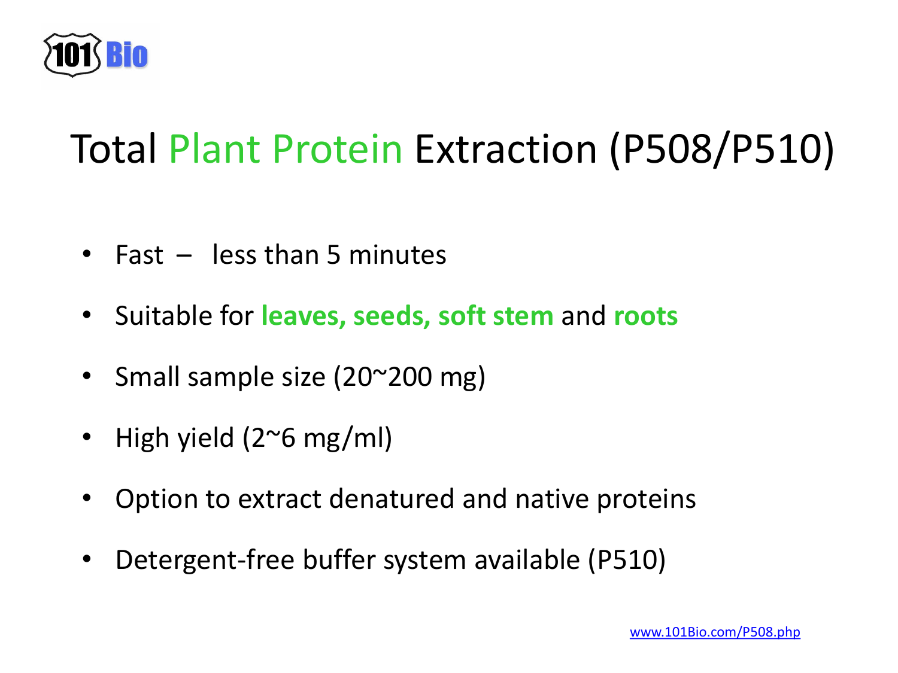# Total Plant Protein Extraction (P508/P510)

- Fast – less than 5 minutes
- Suitable for **leaves, seeds, soft stem** and **roots**
- Small sample size (20~200 mg)
- High yield (2~6 mg/ml)
- Option to extract denatured and native proteins
- Detergent-free buffer system available (P510)

www.101Bio.com/P508.php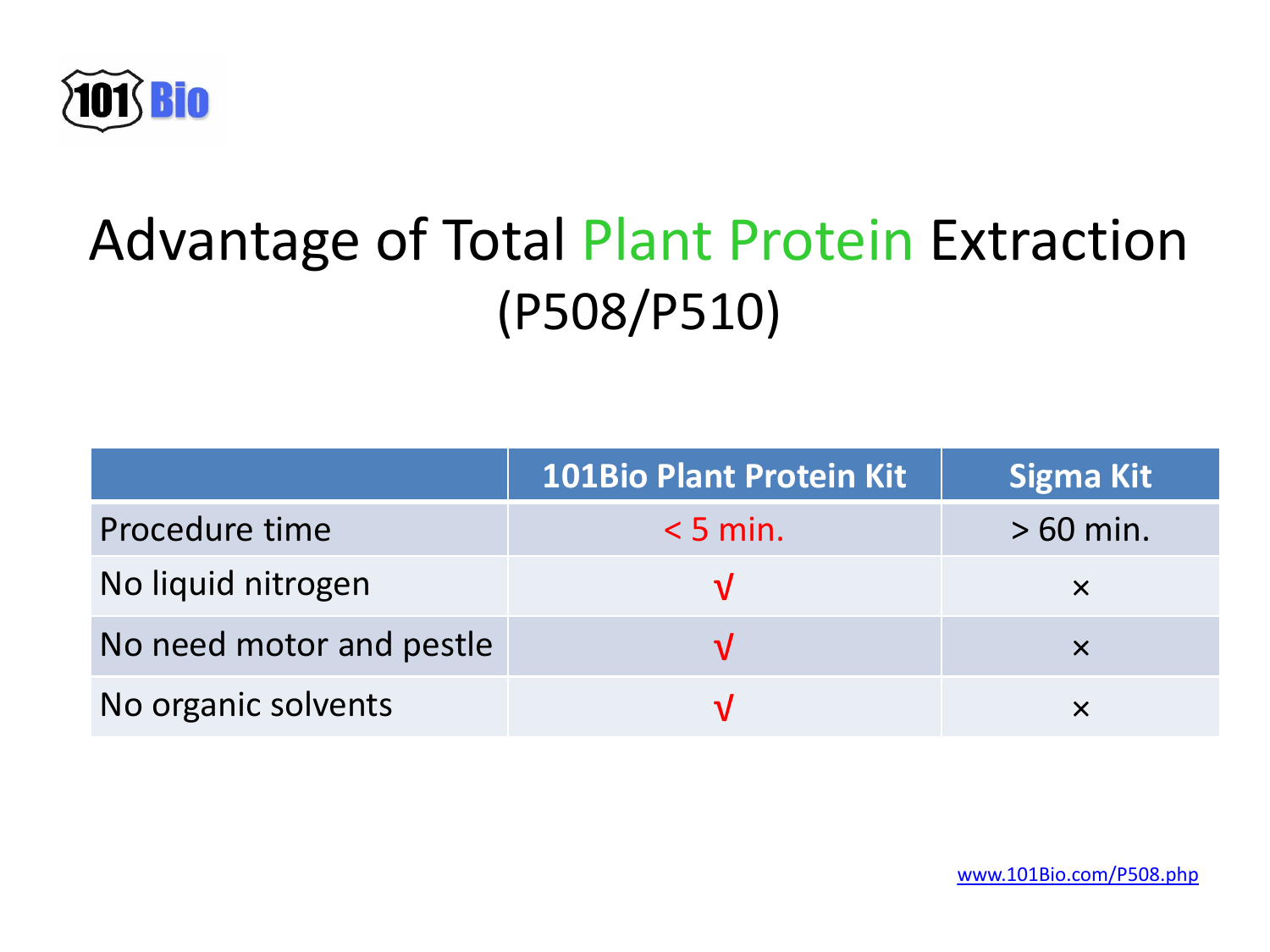# Advantage of Total Plant Protein Extraction (P508/P510)

| | 101Bio Plant Protein Kit | Sigma Kit |
|---|---|---|
| Procedure time | < 5 min. | > 60 min. |
| No liquid nitrogen | √ | × |
| No need motor and pestle | √ | × |
| No organic solvents | √ | × |

www.101Bio.com/P508.php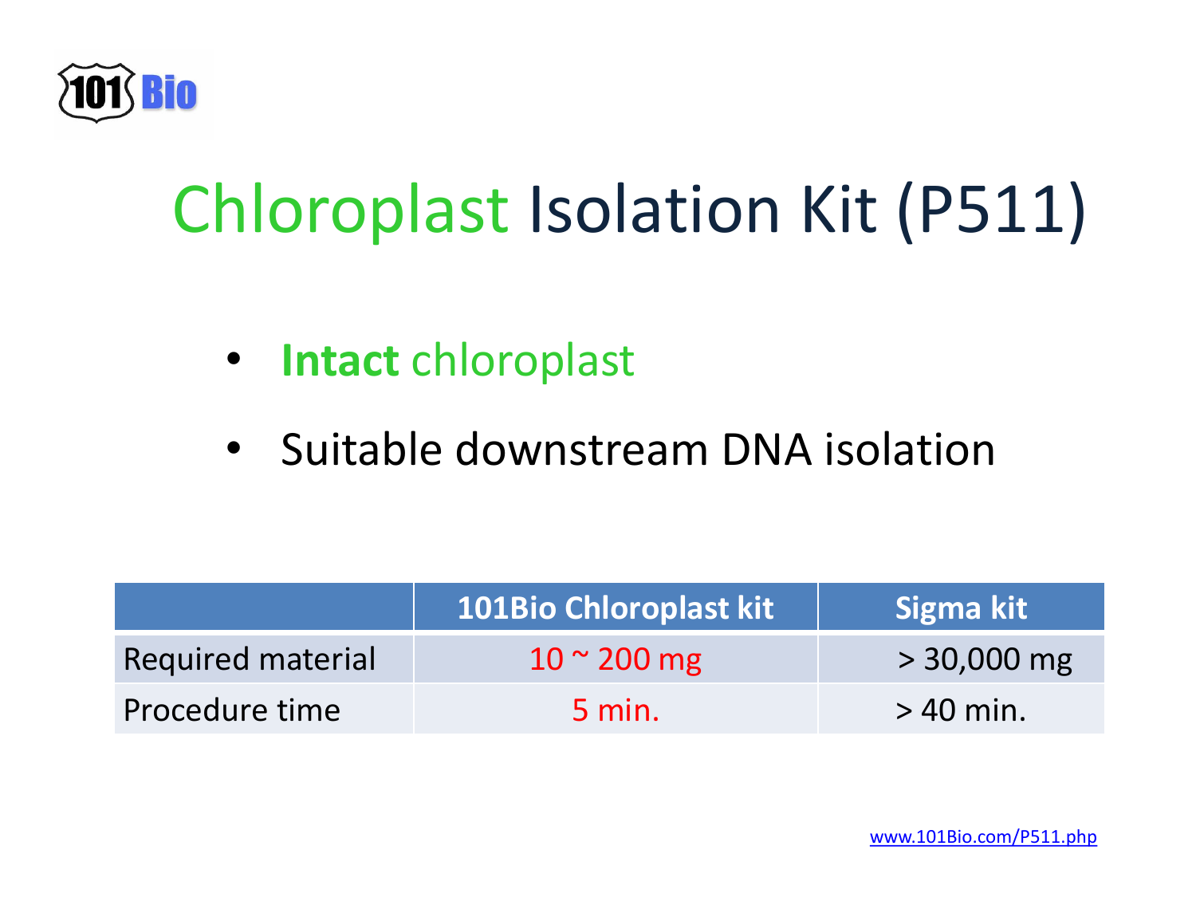# Chloroplast Isolation Kit (P511)

- **Intact** chloroplast
- Suitable downstream DNA isolation

| | 101Bio Chloroplast kit | Sigma kit |
|---|---|---|
| Required material | 10 ~ 200 mg | > 30,000 mg |
| Procedure time | 5 min. | > 40 min. |

www.101Bio.com/P511.php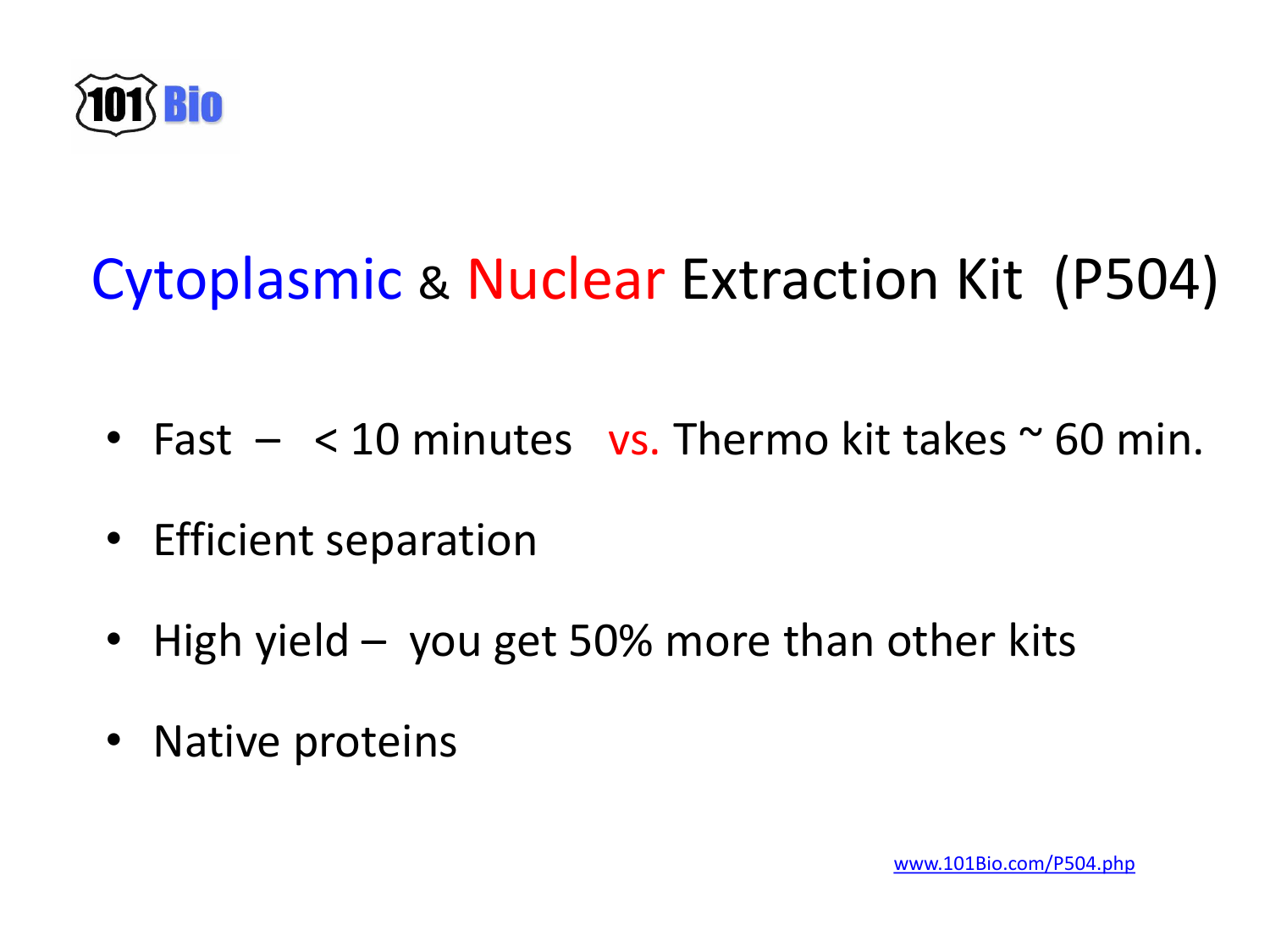101 Bio

# Cytoplasmic & Nuclear Extraction Kit (P504)

- Fast – < 10 minutes vs. Thermo kit takes ~ 60 min.
- Efficient separation
- High yield – you get 50% more than other kits
- Native proteins

www.101Bio.com/P504.php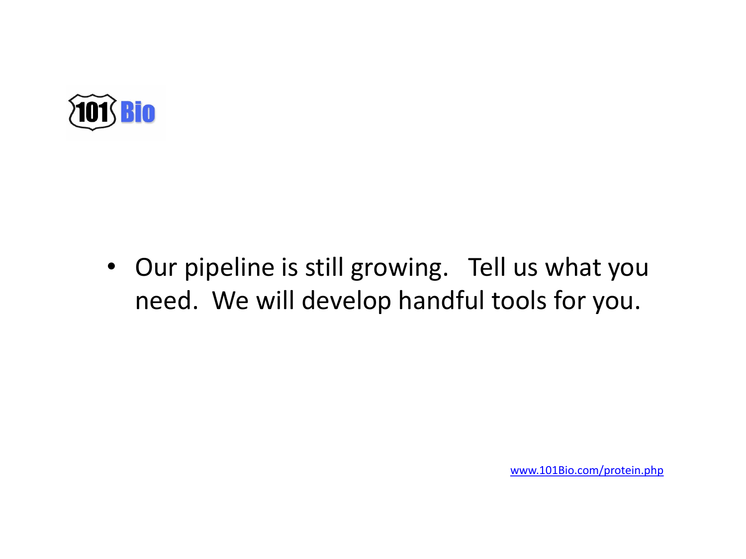101 Bio

- Our pipeline is still growing. Tell us what you need. We will develop handful tools for you.

www.101Bio.com/protein.php